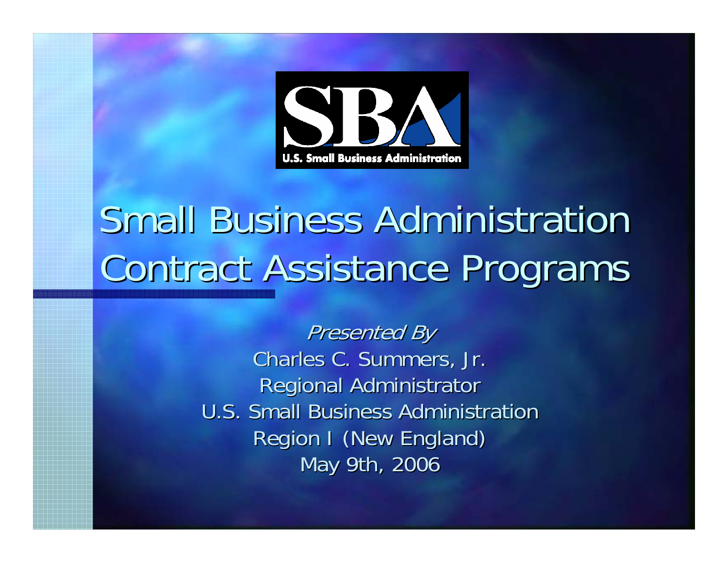# Small Business Administration Contract Assistance Programs

*Presented By*

Charles C. Summers, Jr.

Regional Administrator

U.S. Small Business Administration

Region I (New England)

May 9th, 2006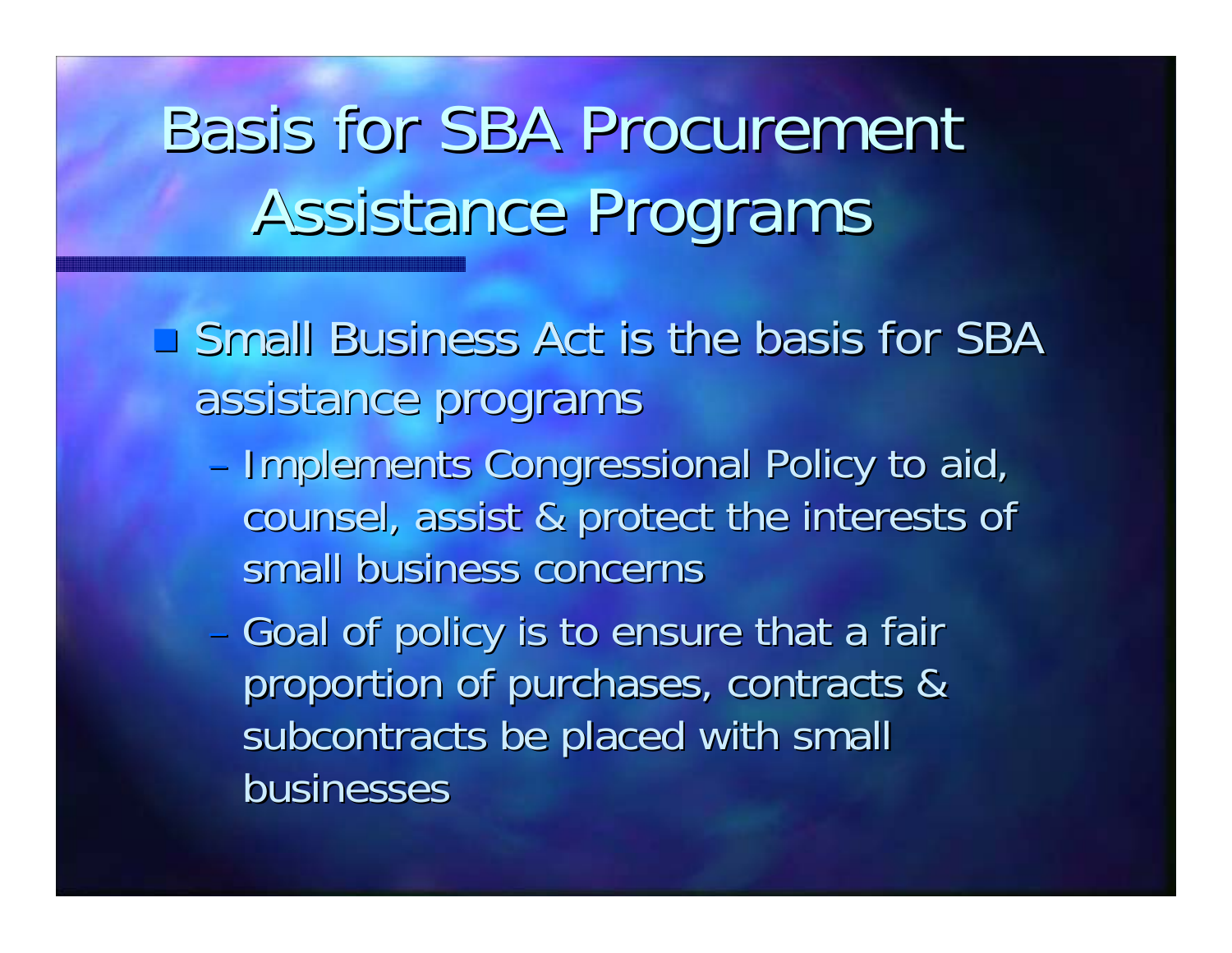# Basis for SBA Procurement Assistance Programs

- Small Business Act is the basis for SBA assistance programs
  - Implements Congressional Policy to aid, counsel, assist & protect the interests of small business concerns
  - Goal of policy is to ensure that a fair proportion of purchases, contracts & subcontracts be placed with small businesses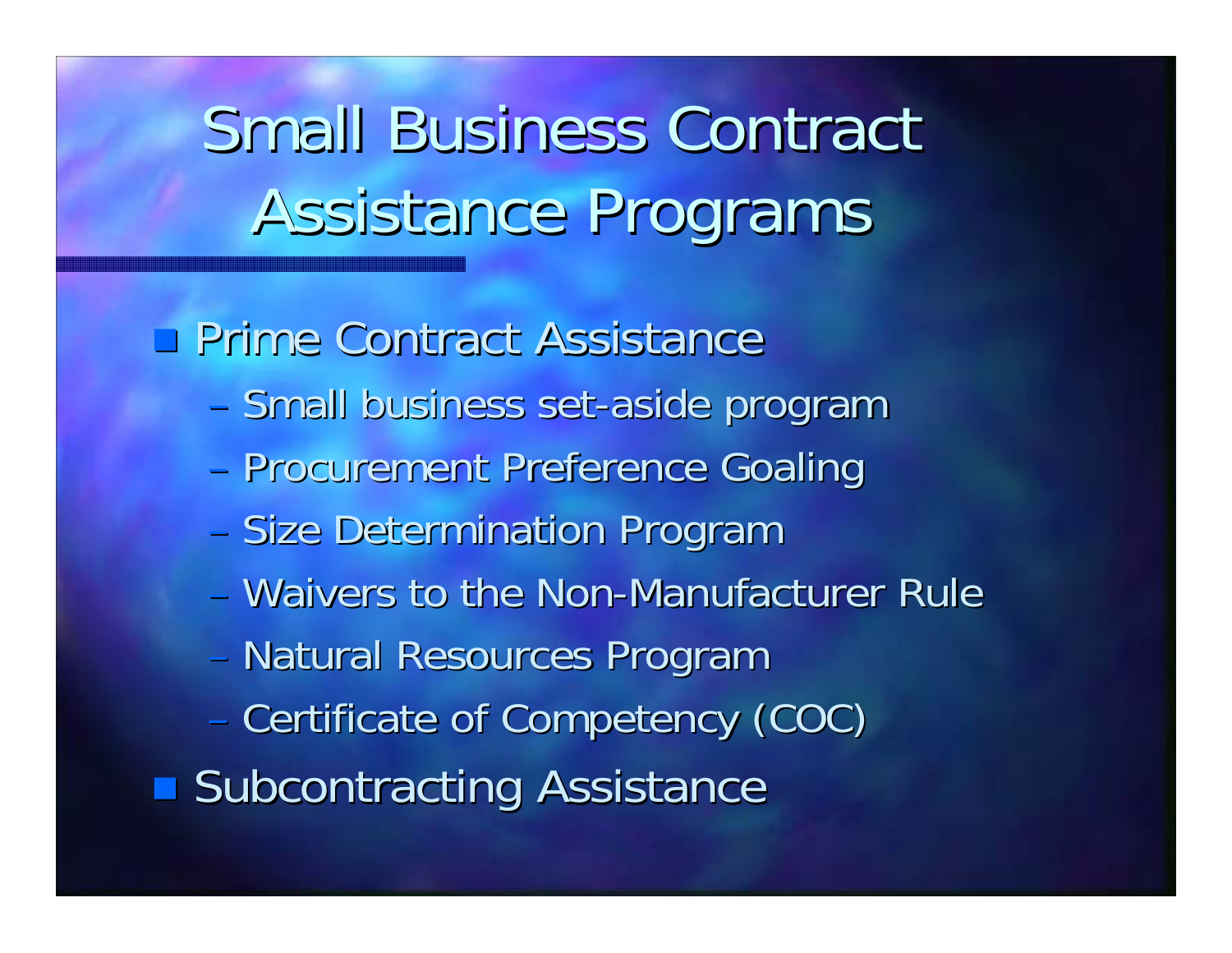# Small Business Contract Assistance Programs

- Prime Contract Assistance
  - Small business set-aside program
  - Procurement Preference Goaling
  - Size Determination Program
  - Waivers to the Non-Manufacturer Rule
  - Natural Resources Program
  - Certificate of Competency (COC)
- Subcontracting Assistance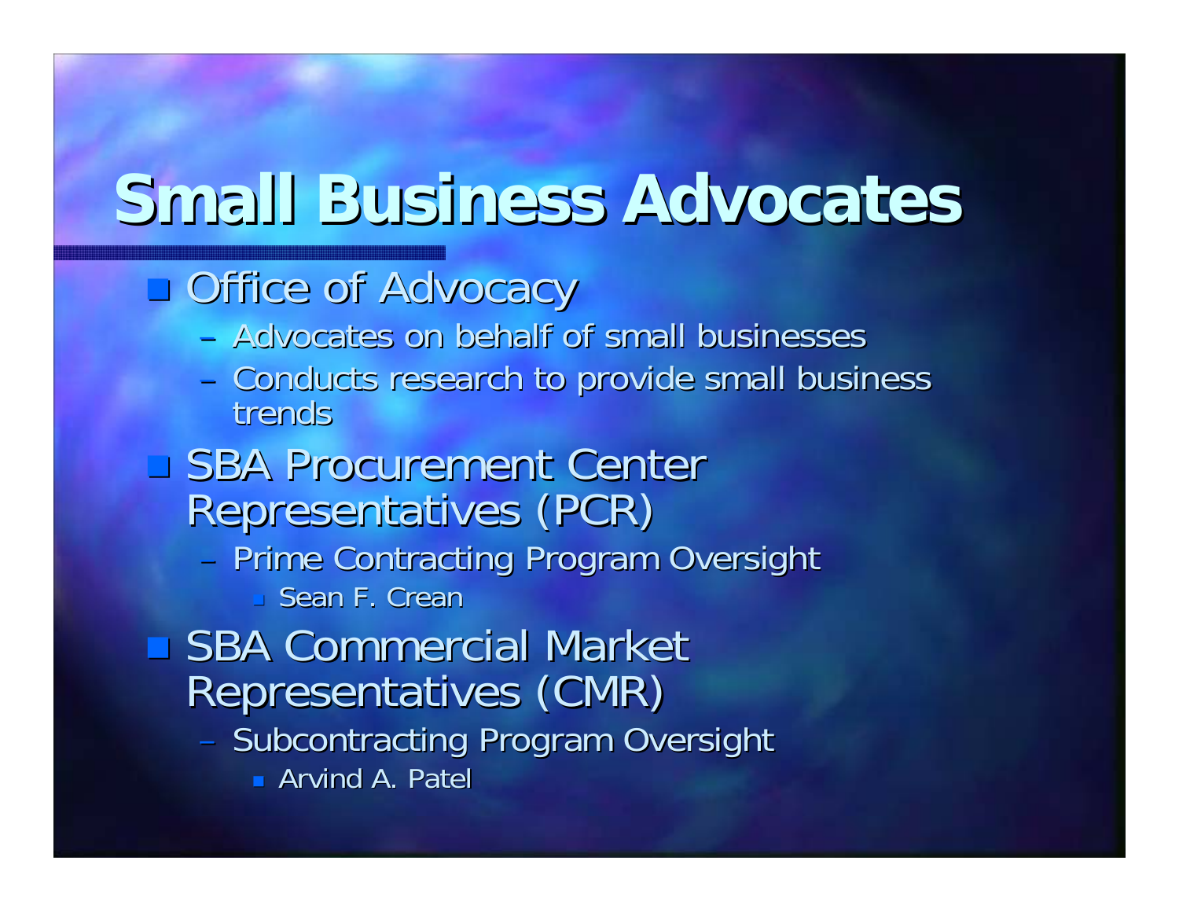# Small Business Advocates

- Office of Advocacy
  - Advocates on behalf of small businesses
  - Conducts research to provide small business trends
- SBA Procurement Center Representatives (PCR)
  - Prime Contracting Program Oversight
    - Sean F. Crean
- SBA Commercial Market Representatives (CMR)
  - Subcontracting Program Oversight
    - Arvind A. Patel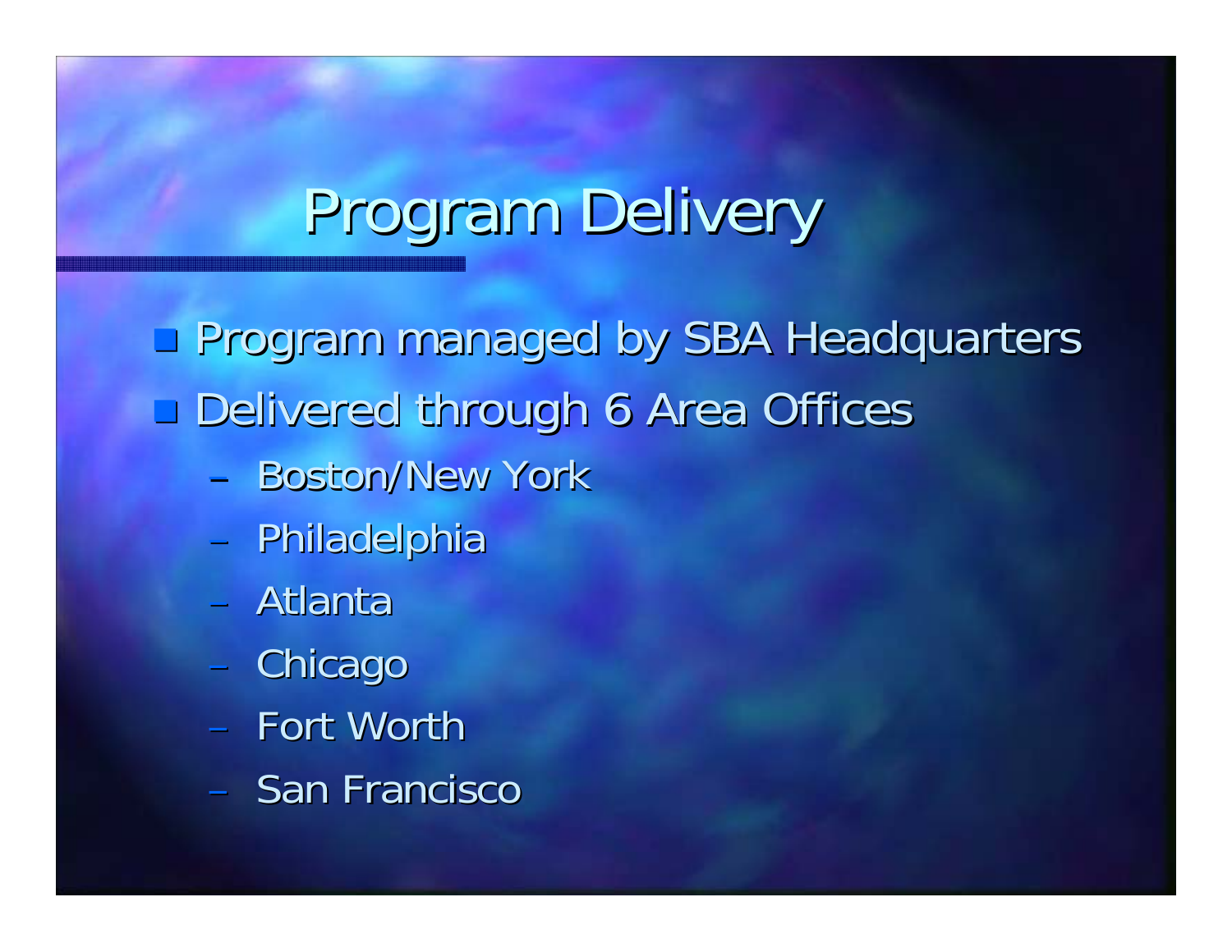# Program Delivery

- Program managed by SBA Headquarters
- Delivered through 6 Area Offices
  - Boston/New York
  - Philadelphia
  - Atlanta
  - Chicago
  - Fort Worth
  - San Francisco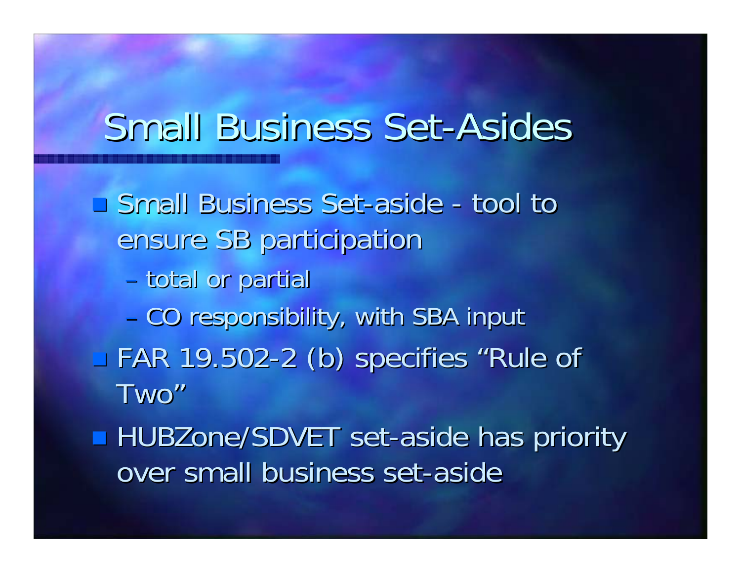# Small Business Set-Asides

- Small Business Set-aside - tool to ensure SB participation
  - total or partial
  - CO responsibility, with SBA input
- FAR 19.502-2 (b) specifies “Rule of Two”
- HUBZone/SDVET set-aside has priority over small business set-aside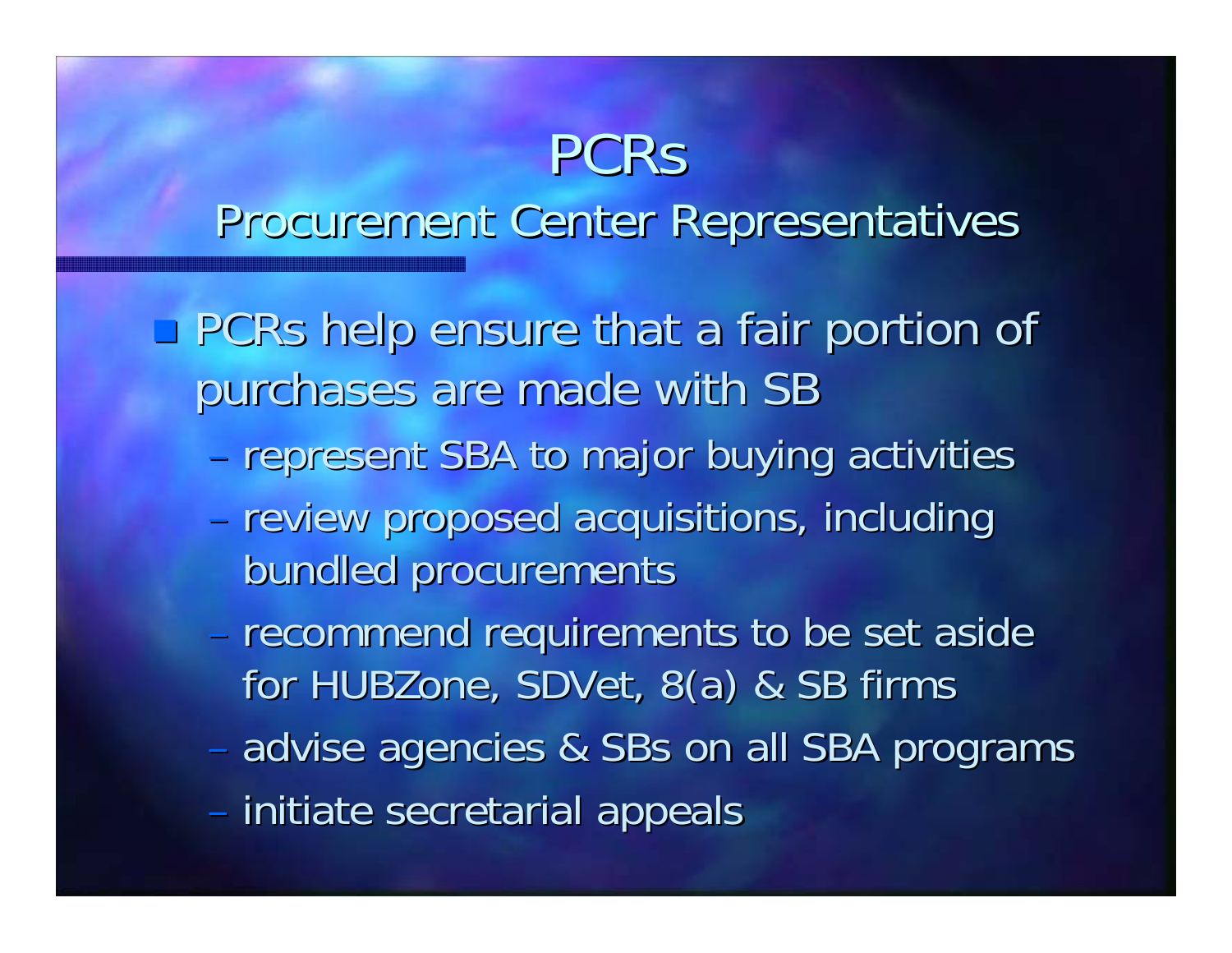# PCRs

## Procurement Center Representatives

- PCRs help ensure that a fair portion of purchases are made with SB
  - represent SBA to major buying activities
  - review proposed acquisitions, including bundled procurements
  - recommend requirements to be set aside for HUBZone, SDVet, 8(a) & SB firms
  - advise agencies & SBs on all SBA programs
  - initiate secretarial appeals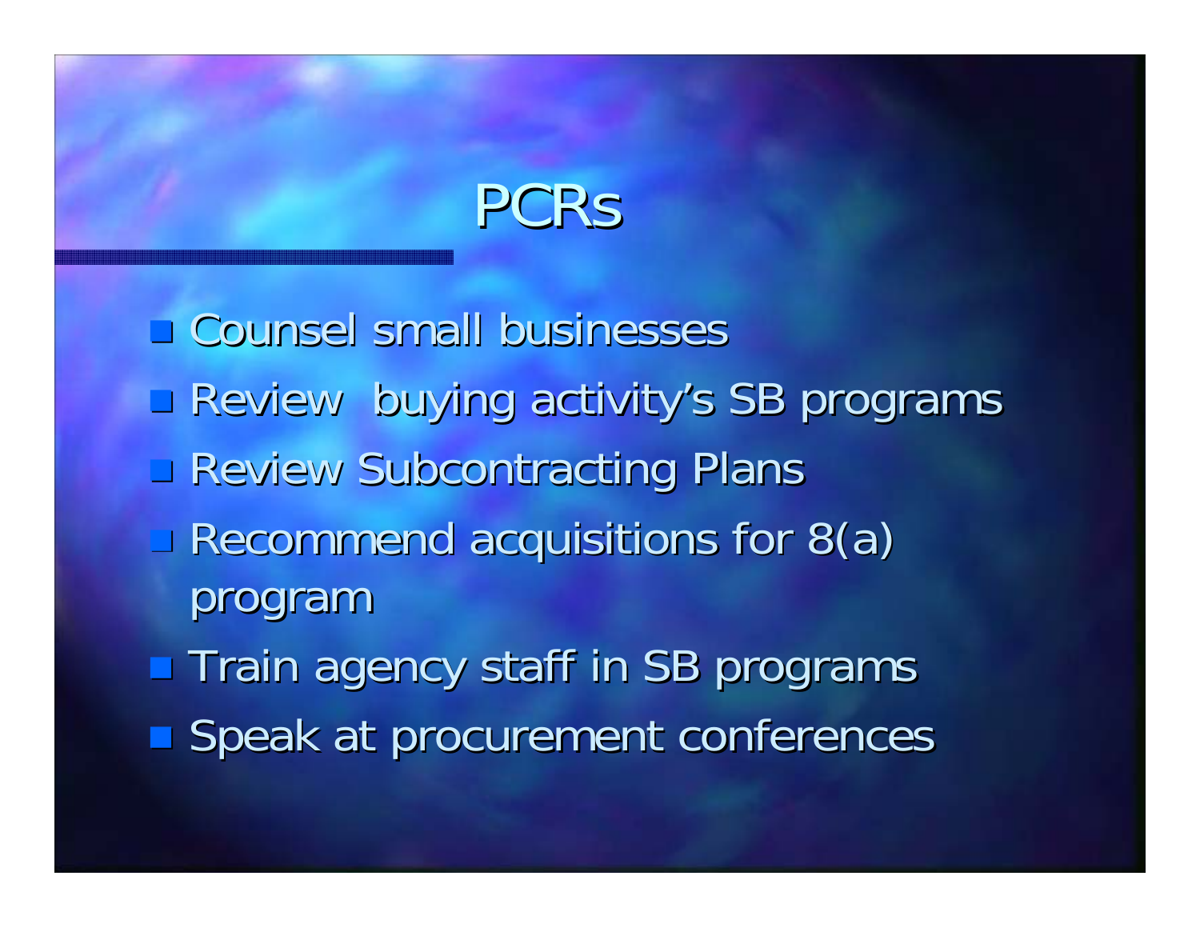# PCRs

- Counsel small businesses
- Review buying activity's SB programs
- Review Subcontracting Plans
- Recommend acquisitions for 8(a) program
- Train agency staff in SB programs
- Speak at procurement conferences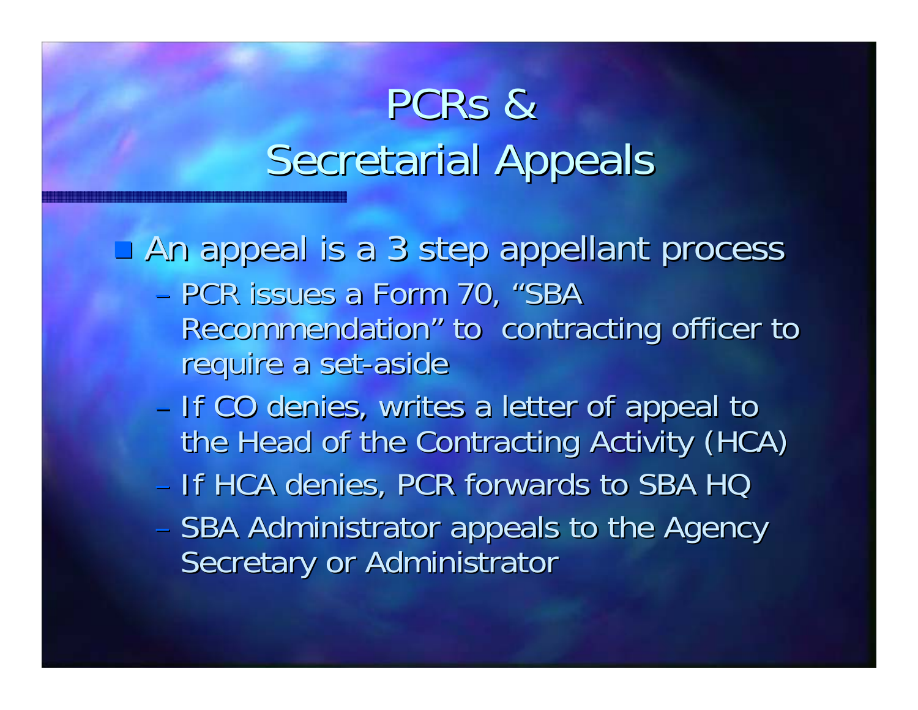# PCRs & Secretarial Appeals

- An appeal is a 3 step appellant process
  - PCR issues a Form 70, "SBA Recommendation" to contracting officer to require a set-aside
  - If CO denies, writes a letter of appeal to the Head of the Contracting Activity (HCA)
  - If HCA denies, PCR forwards to SBA HQ
  - SBA Administrator appeals to the Agency Secretary or Administrator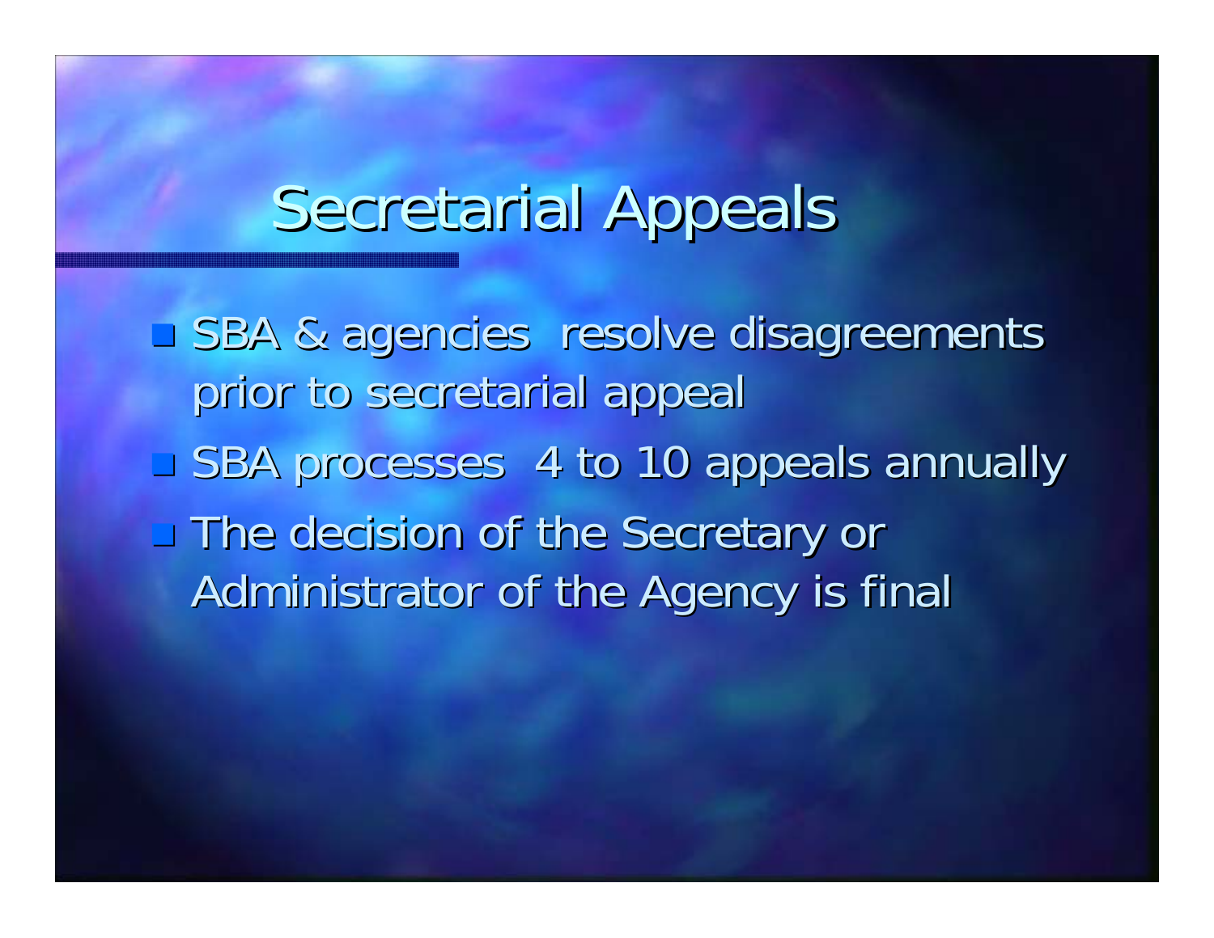# Secretarial Appeals

- SBA & agencies resolve disagreements prior to secretarial appeal
- SBA processes 4 to 10 appeals annually
- The decision of the Secretary or Administrator of the Agency is final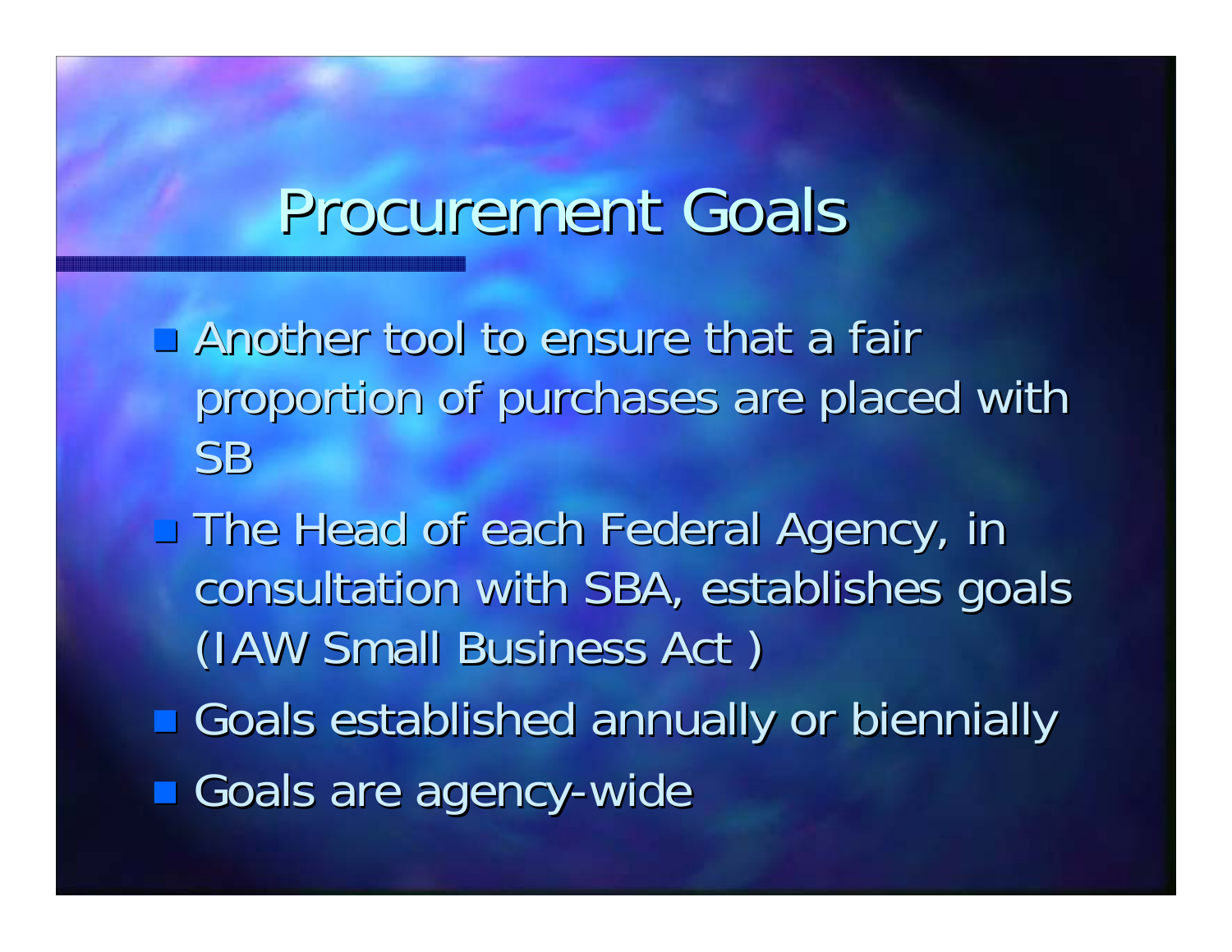# Procurement Goals

- Another tool to ensure that a fair proportion of purchases are placed with SB
- The Head of each Federal Agency, in consultation with SBA, establishes goals (IAW Small Business Act )
- Goals established annually or biennially
- Goals are agency-wide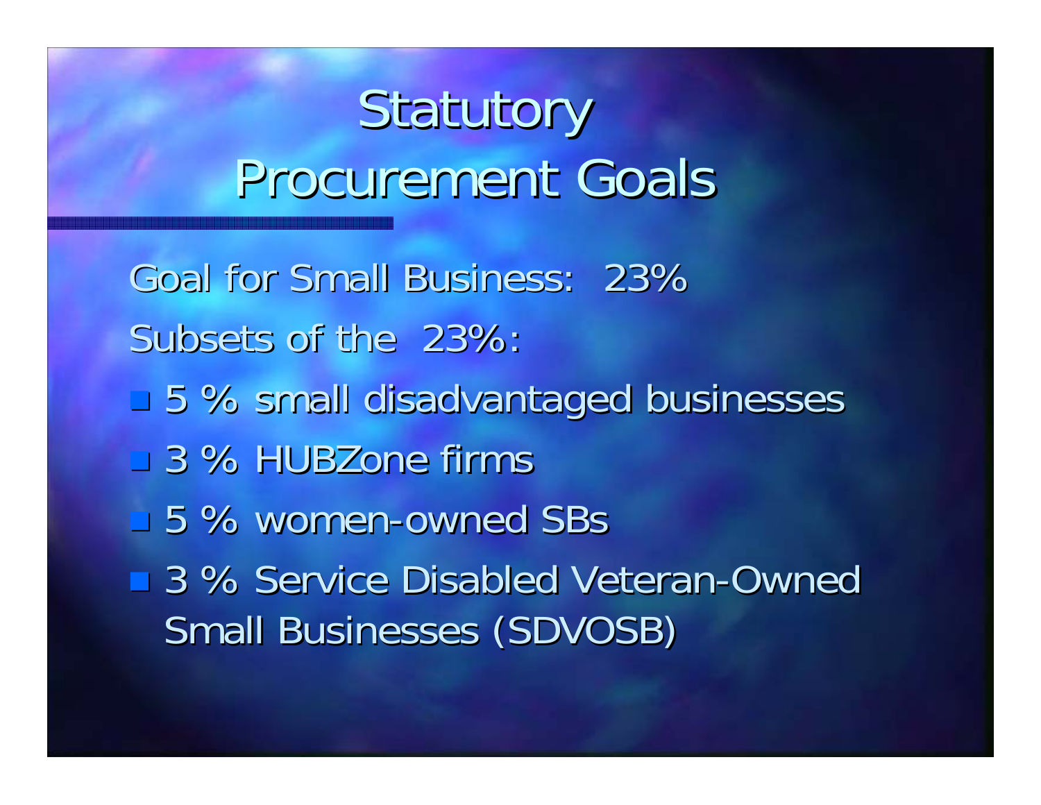# Statutory Procurement Goals

Goal for Small Business: 23%

Subsets of the 23%:

- 5 % small disadvantaged businesses
- 3 % HUBZone firms
- 5 % women-owned SBs
- 3 % Service Disabled Veteran-Owned Small Businesses (SDVOSB)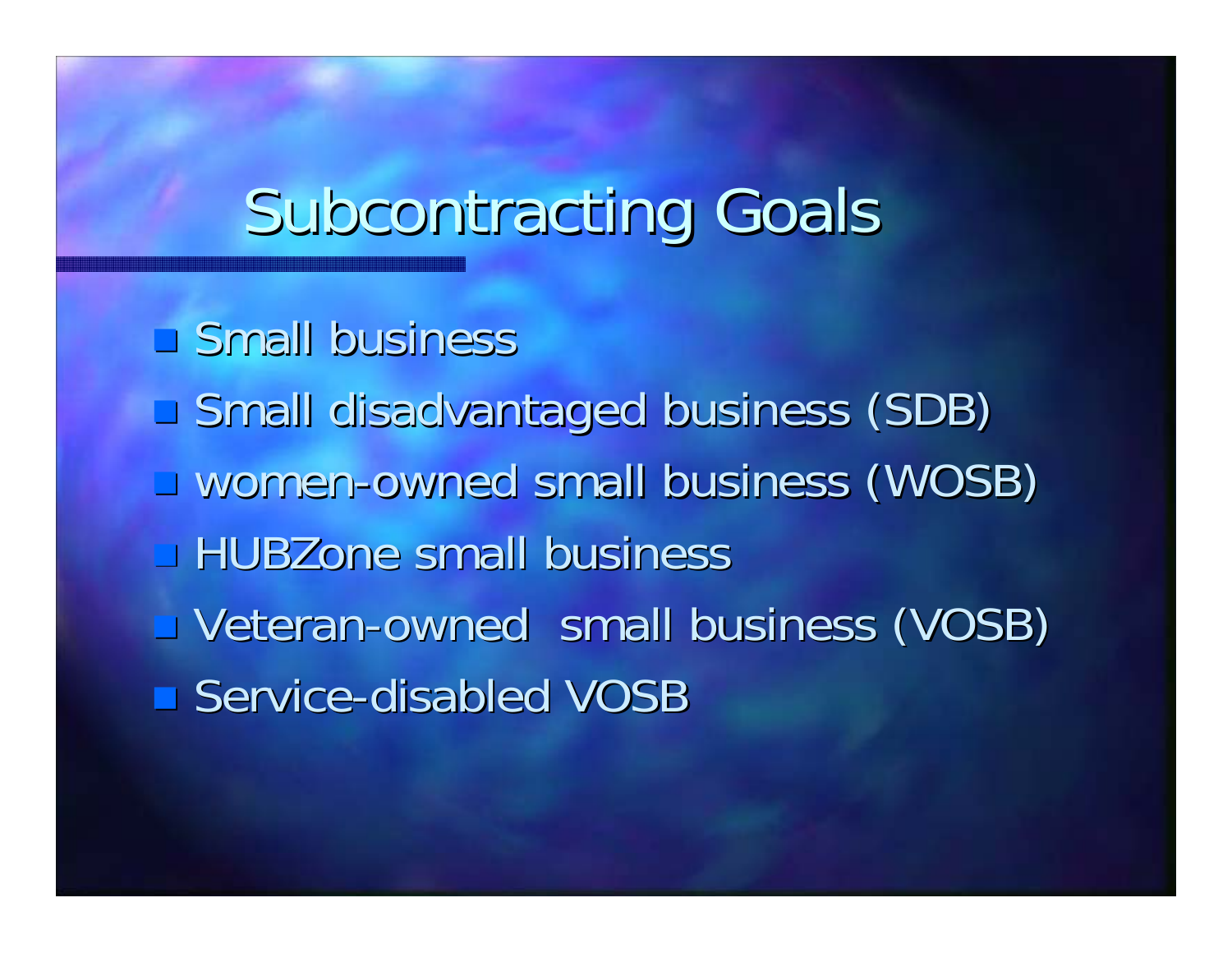# Subcontracting Goals

- Small business
- Small disadvantaged business (SDB)
- women-owned small business (WOSB)
- HUBZone small business
- Veteran-owned  small business (VOSB)
- Service-disabled VOSB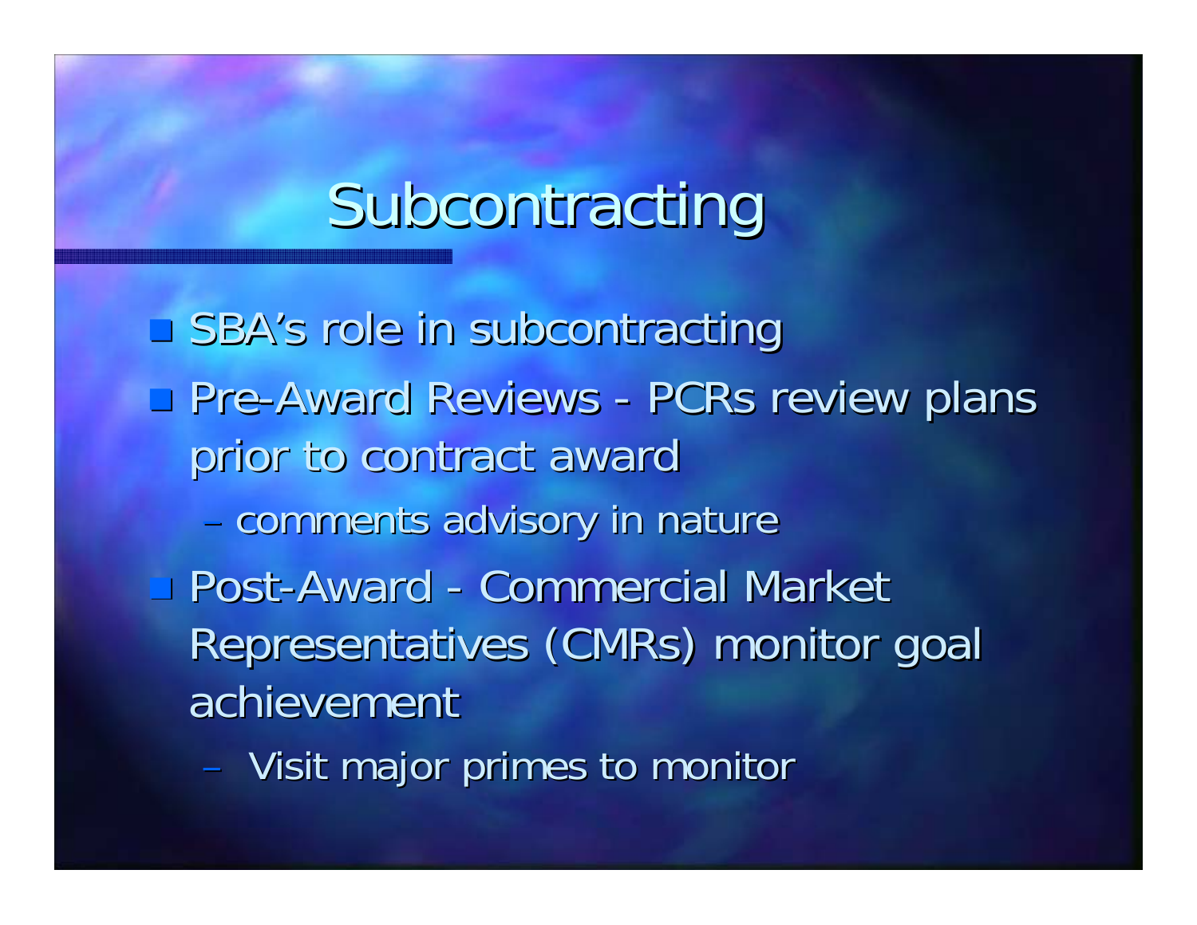# Subcontracting

- SBA's role in subcontracting
- Pre-Award Reviews - PCRs review plans prior to contract award
  - comments advisory in nature
- Post-Award - Commercial Market Representatives (CMRs) monitor goal achievement
  - Visit major primes to monitor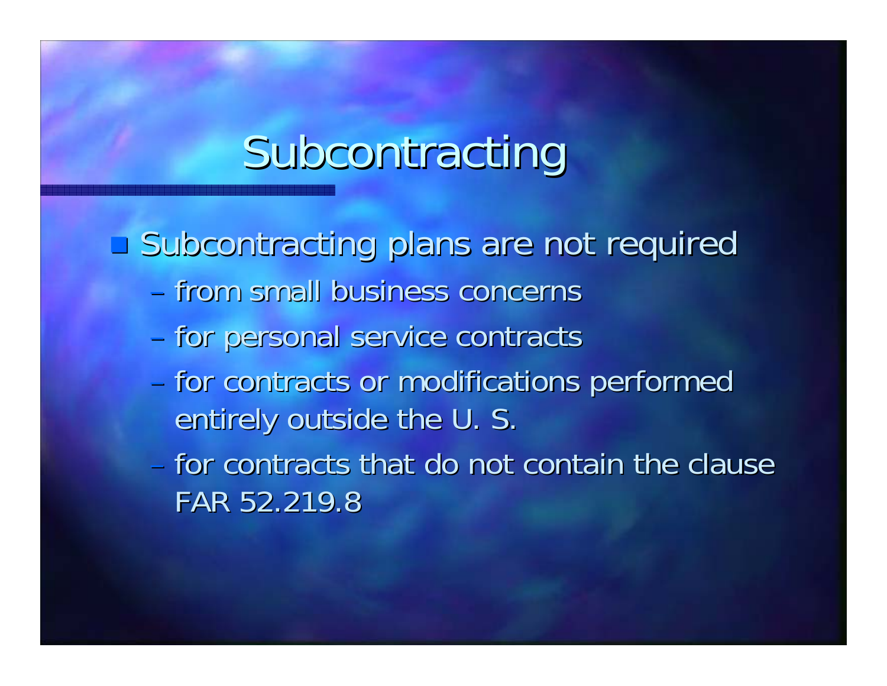# Subcontracting

- Subcontracting plans are not required
  - from small business concerns
  - for personal service contracts
  - for contracts or modifications performed entirely outside the U. S.
  - for contracts that do not contain the clause FAR 52.219.8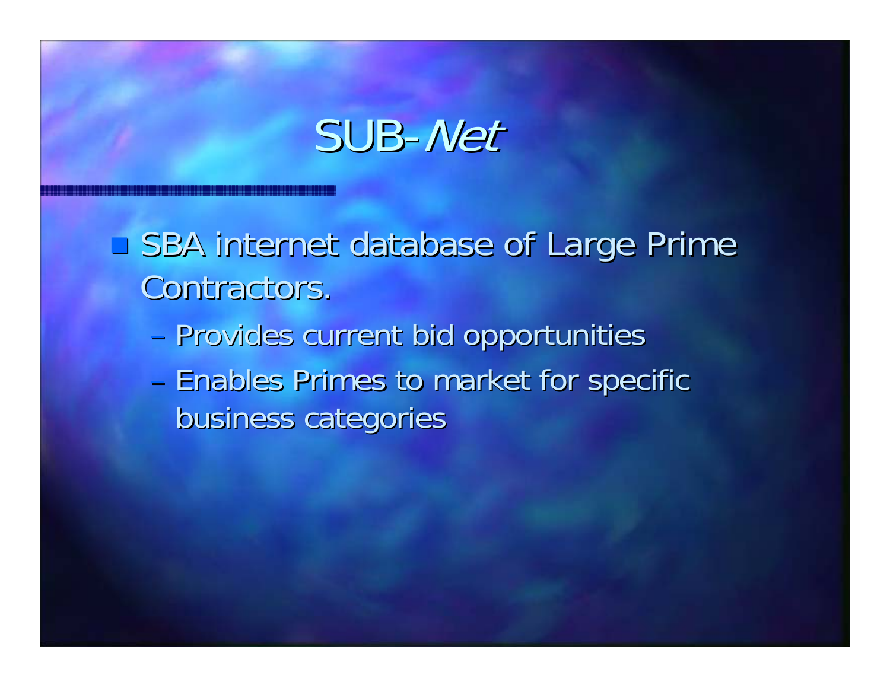# SUB-*Net*

- SBA internet database of Large Prime Contractors.
  - Provides current bid opportunities
  - Enables Primes to market for specific business categories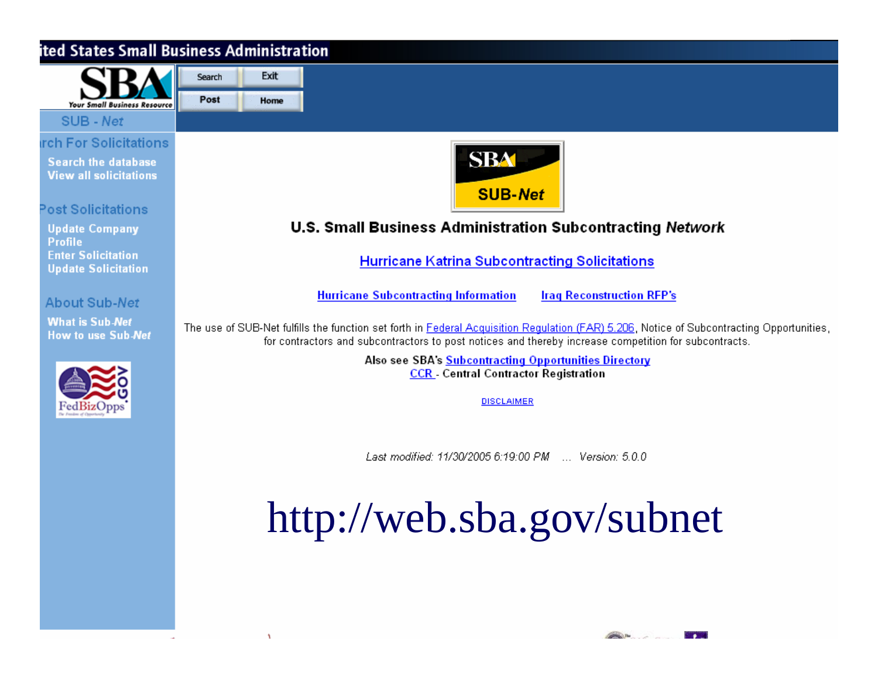ited States Small Business Administration

SBA — Your Small Business Resource

Search | Exit | Post | Home

SUB - *Net*

**rch For Solicitations**

- Search the database
- View all solicitations

**Post Solicitations**

- Update Company Profile
- Enter Solicitation
- Update Solicitation

**About Sub-*Net***

- What is Sub-*Net*
- How to use Sub-*Net*

FedBizOpps .GOV

SBA SUB-*Net*

**U.S. Small Business Administration Subcontracting *Network***

Hurricane Katrina Subcontracting Solicitations

Hurricane Subcontracting Information    Iraq Reconstruction RFP's

The use of SUB-Net fulfills the function set forth in Federal Acquisition Regulation (FAR) 5.206, Notice of Subcontracting Opportunities, for contractors and subcontractors to post notices and thereby increase competition for subcontracts.

Also see SBA's Subcontracting Opportunities Directory
CCR - Central Contractor Registration

DISCLAIMER

*Last modified: 11/30/2005 6:19:00 PM ... Version: 5.0.0*

# http://web.sba.gov/subnet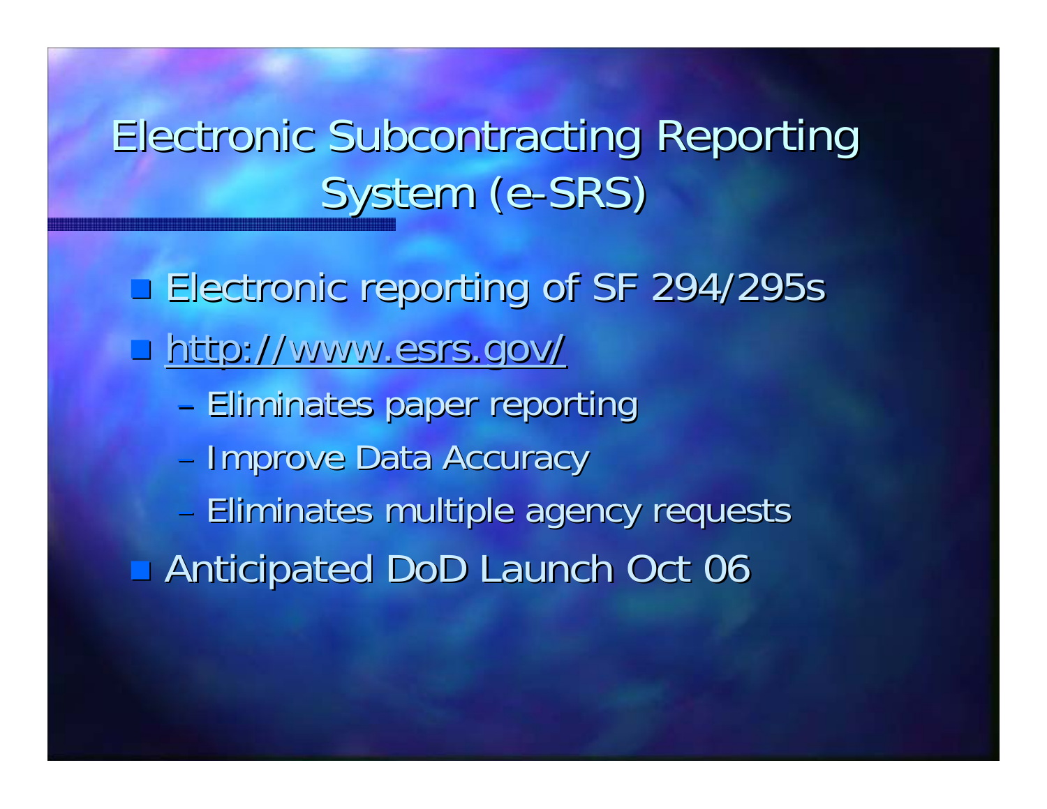# Electronic Subcontracting Reporting System (e-SRS)

- Electronic reporting of SF 294/295s
- http://www.esrs.gov/
  - Eliminates paper reporting
  - Improve Data Accuracy
  - Eliminates multiple agency requests
- Anticipated DoD Launch Oct 06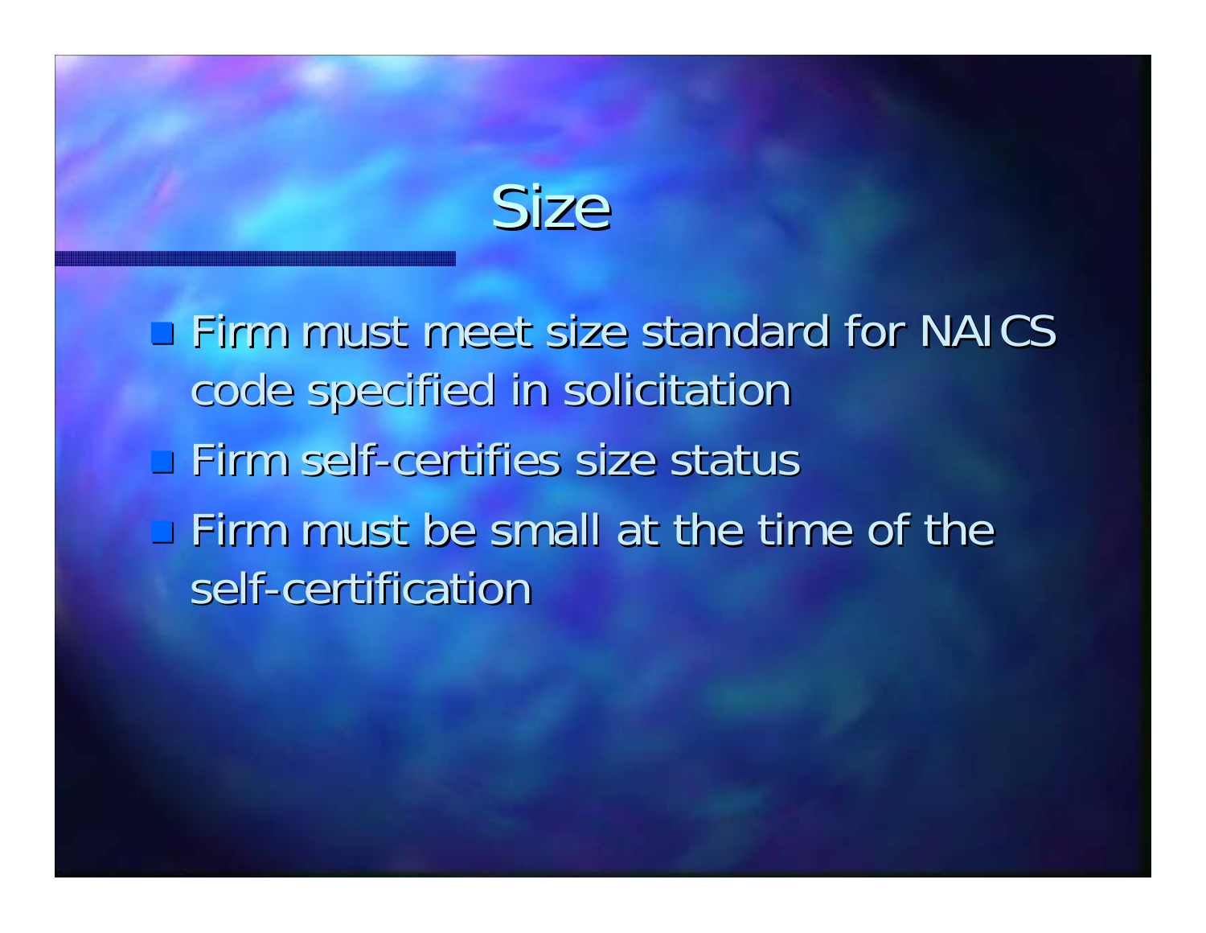# Size

- Firm must meet size standard for NAICS code specified in solicitation
- Firm self-certifies size status
- Firm must be small at the time of the self-certification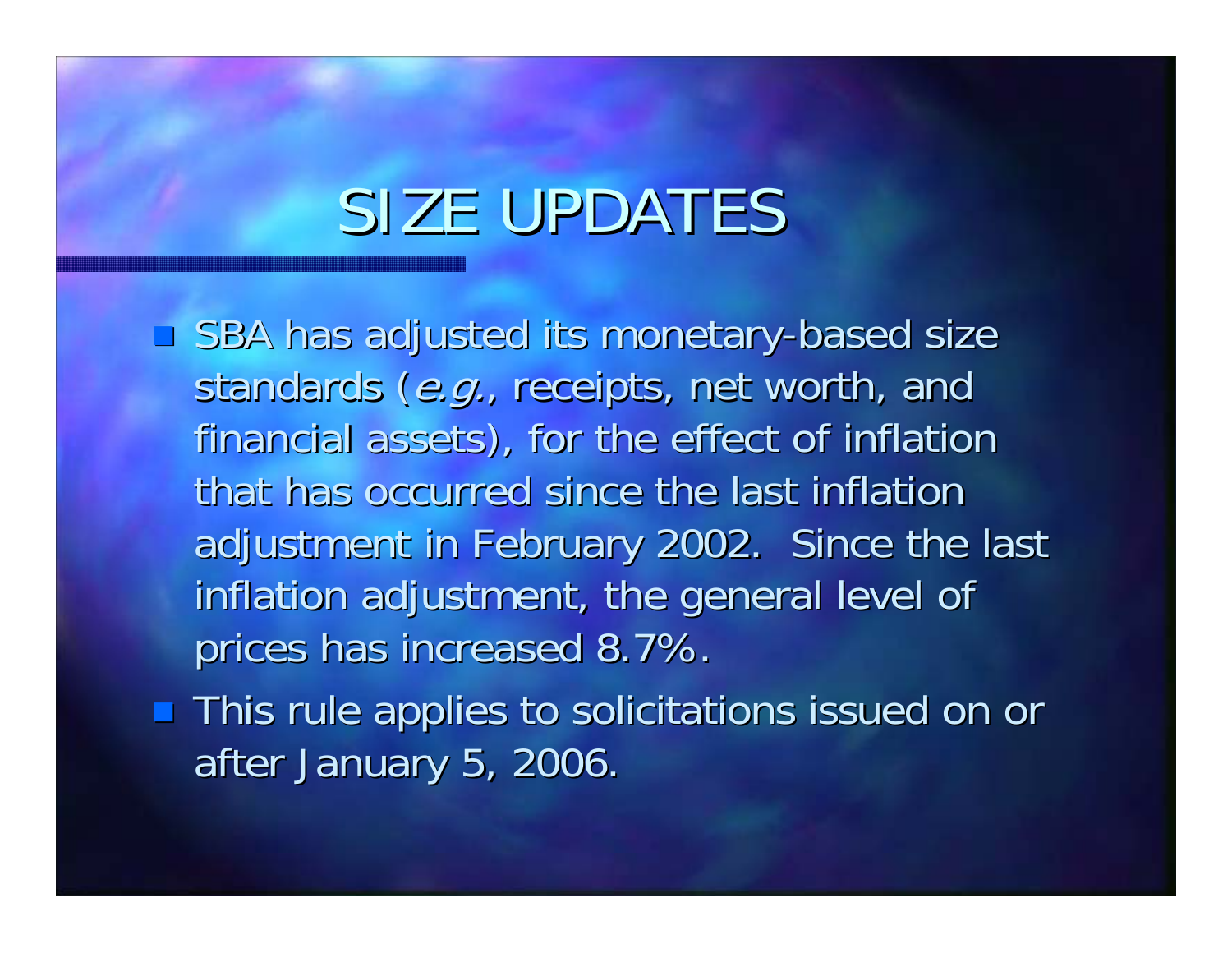# SIZE UPDATES

- SBA has adjusted its monetary-based size standards (*e.g.*, receipts, net worth, and financial assets), for the effect of inflation that has occurred since the last inflation adjustment in February 2002. Since the last inflation adjustment, the general level of prices has increased 8.7%.
- This rule applies to solicitations issued on or after January 5, 2006.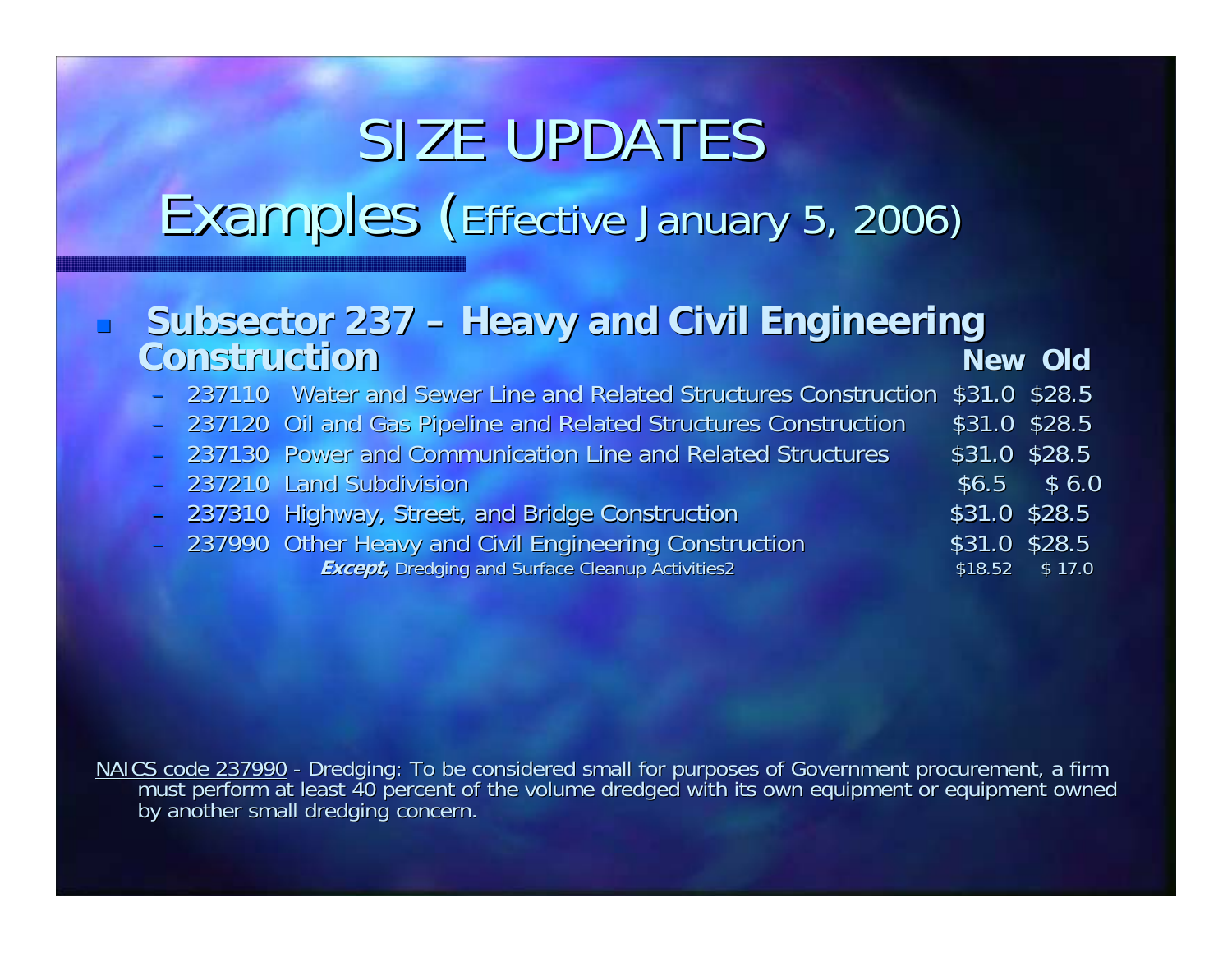# SIZE UPDATES

## Examples (Effective January 5, 2006)

- **Subsector 237 – Heavy and Civil Engineering Construction**

| NAICS | Description | New | Old |
|---|---|---|---|
| 237110 | Water and Sewer Line and Related Structures Construction | $31.0 | $28.5 |
| 237120 | Oil and Gas Pipeline and Related Structures Construction | $31.0 | $28.5 |
| 237130 | Power and Communication Line and Related Structures | $31.0 | $28.5 |
| 237210 | Land Subdivision | $6.5 | $ 6.0 |
| 237310 | Highway, Street, and Bridge Construction | $31.0 | $28.5 |
| 237990 | Other Heavy and Civil Engineering Construction | $31.0 | $28.5 |
| | ***Except,*** Dredging and Surface Cleanup Activities2 | $18.52 | $ 17.0 |

NAICS code 237990 - Dredging: To be considered small for purposes of Government procurement, a firm must perform at least 40 percent of the volume dredged with its own equipment or equipment owned by another small dredging concern.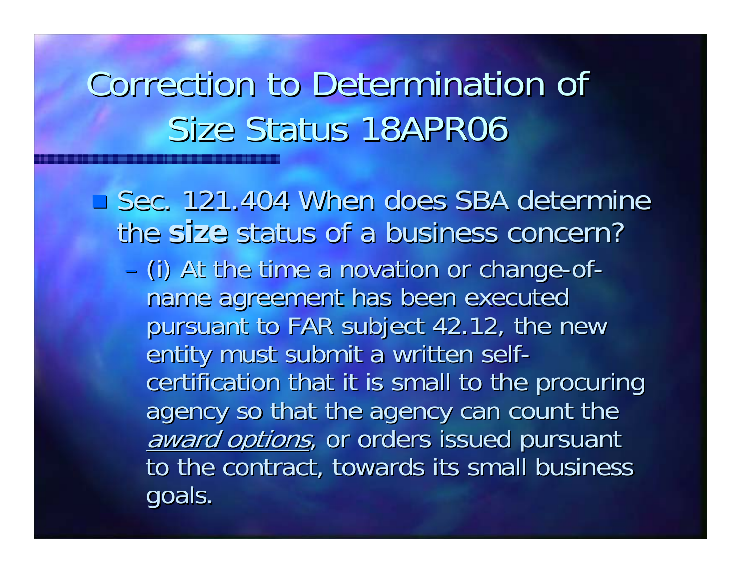# Correction to Determination of Size Status 18APR06

- Sec. 121.404 When does SBA determine the **size** status of a business concern?
  – (i) At the time a novation or change-of-name agreement has been executed pursuant to FAR subject 42.12, the new entity must submit a written self-certification that it is small to the procuring agency so that the agency can count the <u>*award options*</u>, or orders issued pursuant to the contract, towards its small business goals.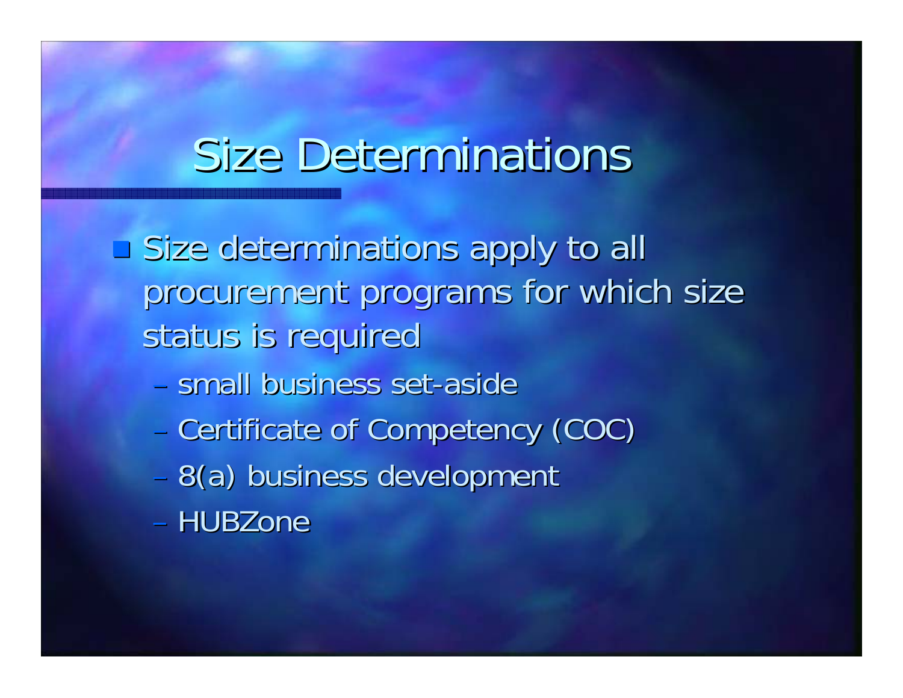# Size Determinations

- Size determinations apply to all procurement programs for which size status is required
  - small business set-aside
  - Certificate of Competency (COC)
  - 8(a) business development
  - HUBZone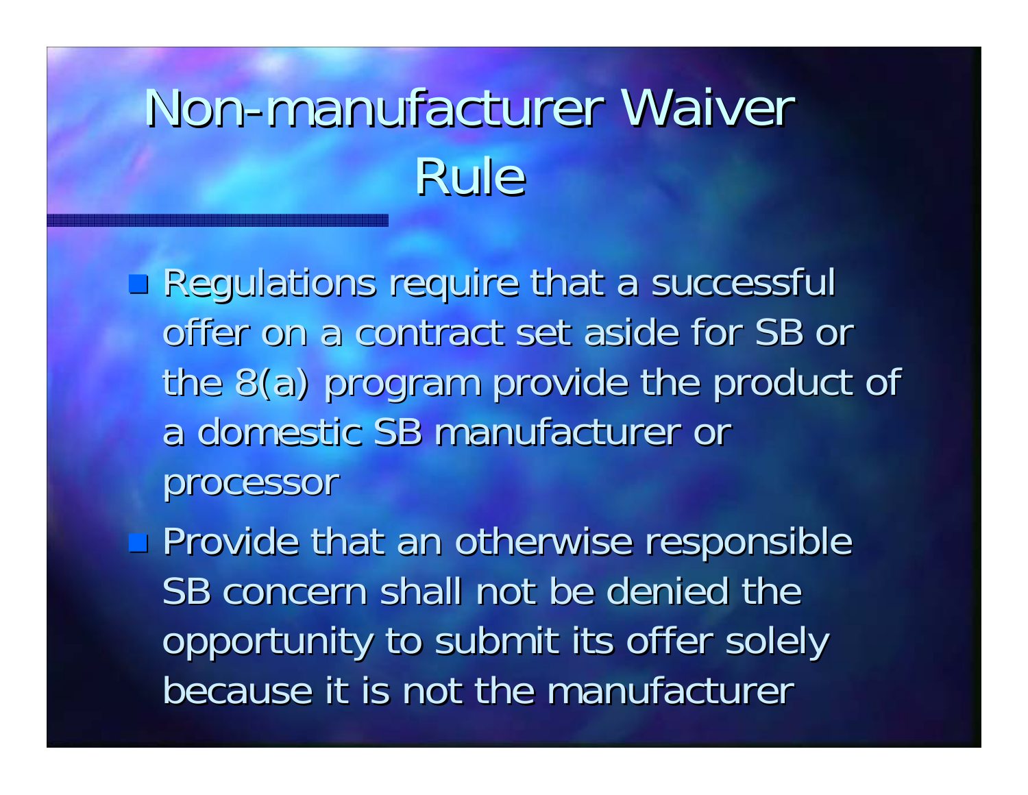# Non-manufacturer Waiver Rule

- Regulations require that a successful offer on a contract set aside for SB or the 8(a) program provide the product of a domestic SB manufacturer or processor
- Provide that an otherwise responsible SB concern shall not be denied the opportunity to submit its offer solely because it is not the manufacturer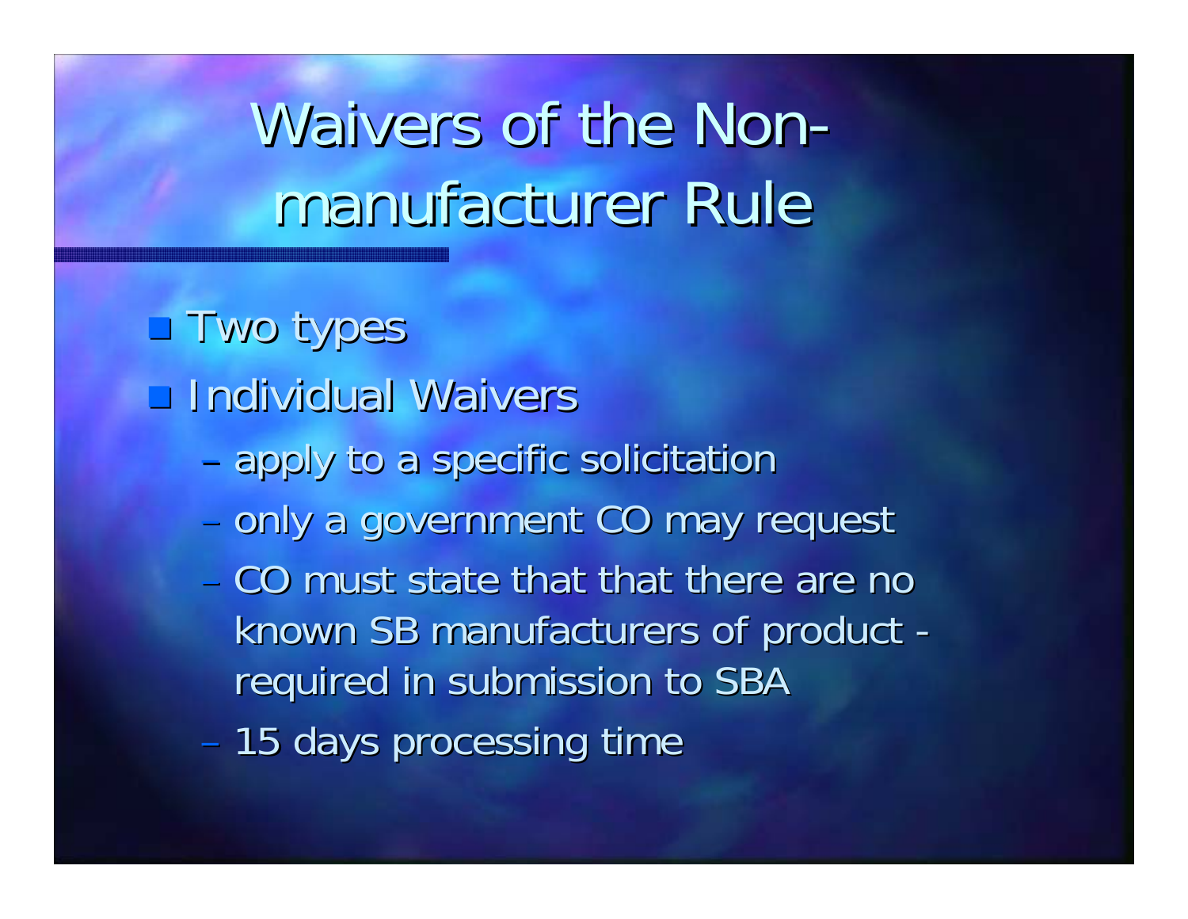# Waivers of the Non-manufacturer Rule

- Two types
- Individual Waivers
  - apply to a specific solicitation
  - only a government CO may request
  - CO must state that that there are no known SB manufacturers of product - required in submission to SBA
  - 15 days processing time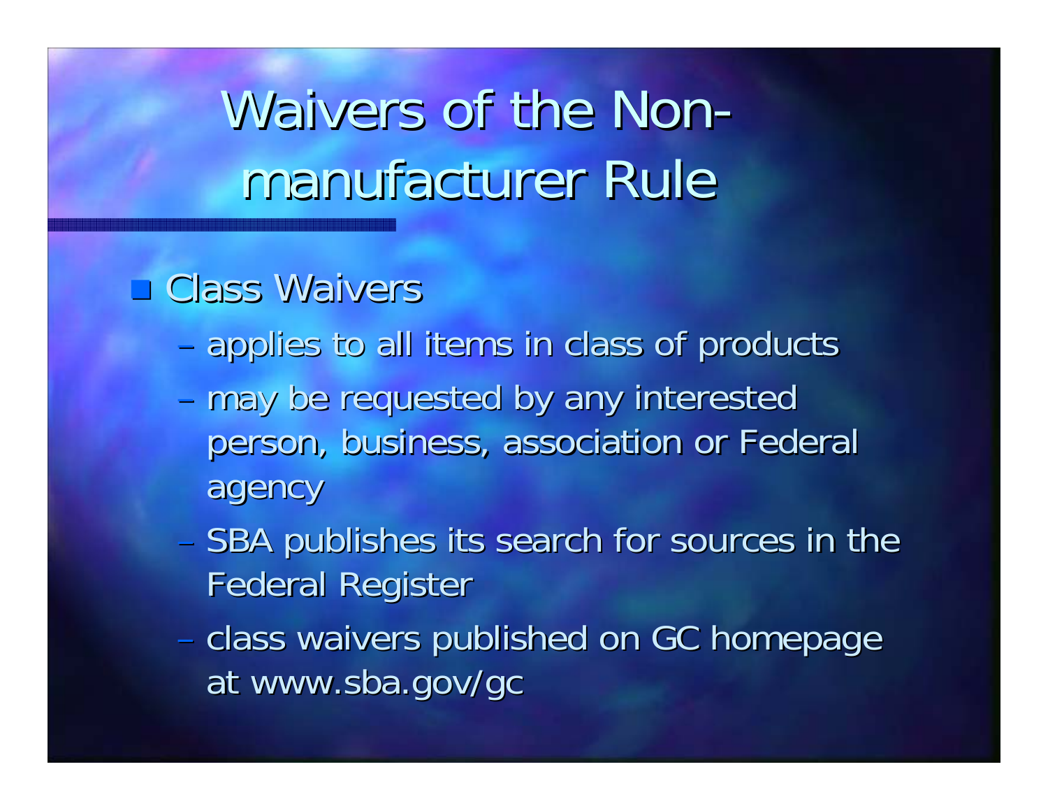# Waivers of the Non-manufacturer Rule

- Class Waivers
  - applies to all items in class of products
  - may be requested by any interested person, business, association or Federal agency
  - SBA publishes its search for sources in the Federal Register
  - class waivers published on GC homepage at www.sba.gov/gc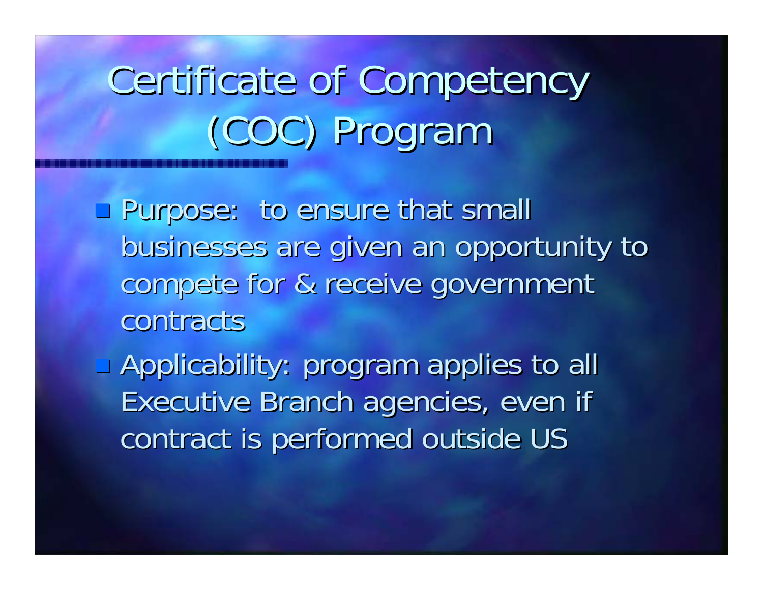# Certificate of Competency (COC) Program

- Purpose: to ensure that small businesses are given an opportunity to compete for & receive government contracts
- Applicability: program applies to all Executive Branch agencies, even if contract is performed outside US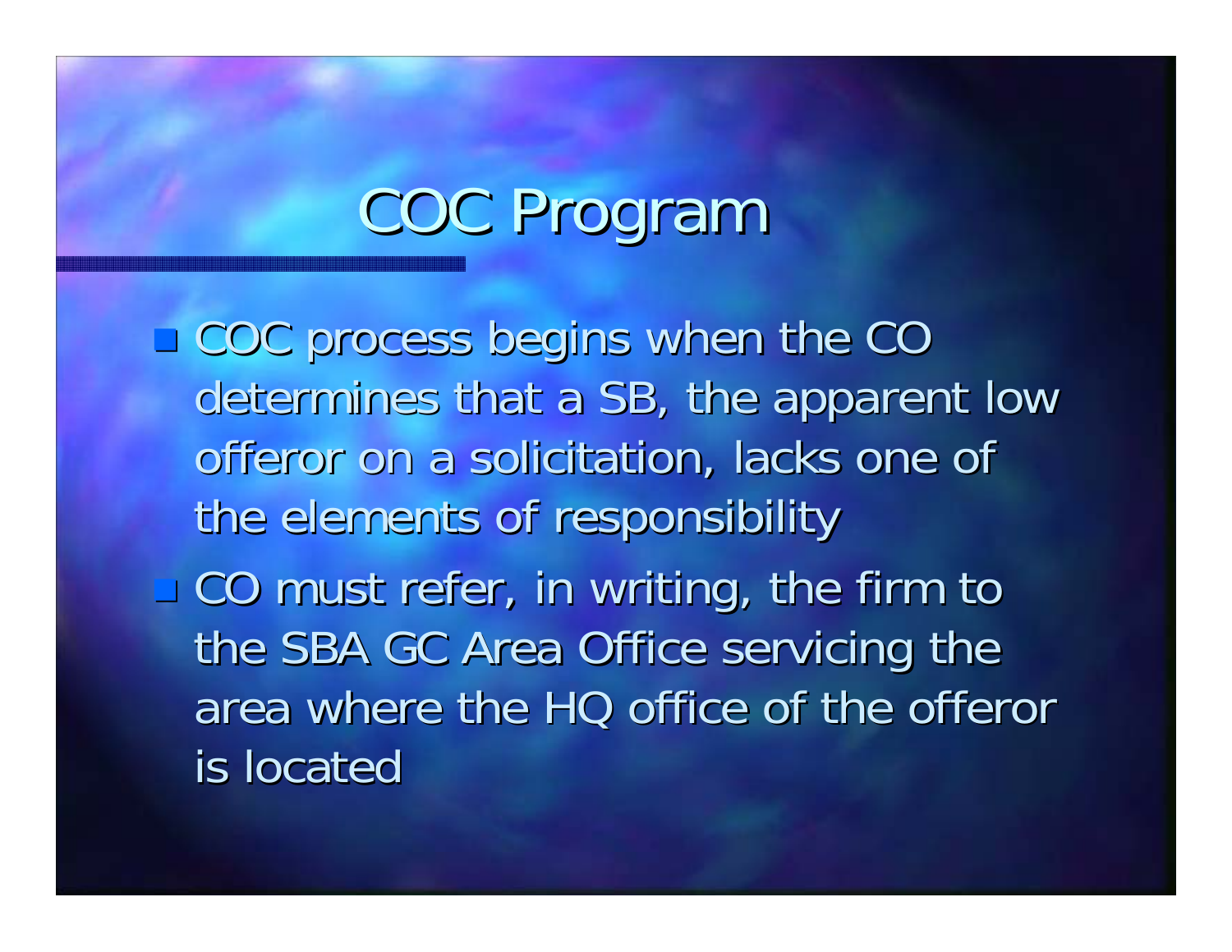# COC Program

- COC process begins when the CO determines that a SB, the apparent low offeror on a solicitation, lacks one of the elements of responsibility
- CO must refer, in writing, the firm to the SBA GC Area Office servicing the area where the HQ office of the offeror is located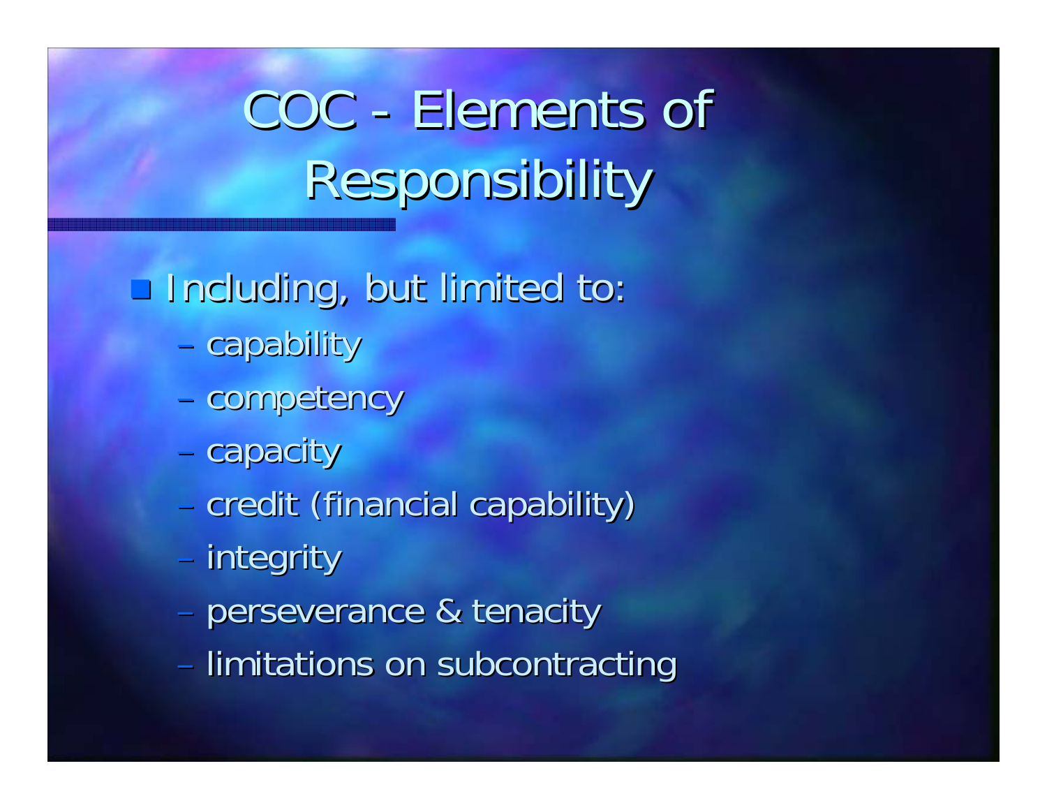# COC - Elements of Responsibility

- Including, but limited to:
  - capability
  - competency
  - capacity
  - credit (financial capability)
  - integrity
  - perseverance & tenacity
  - limitations on subcontracting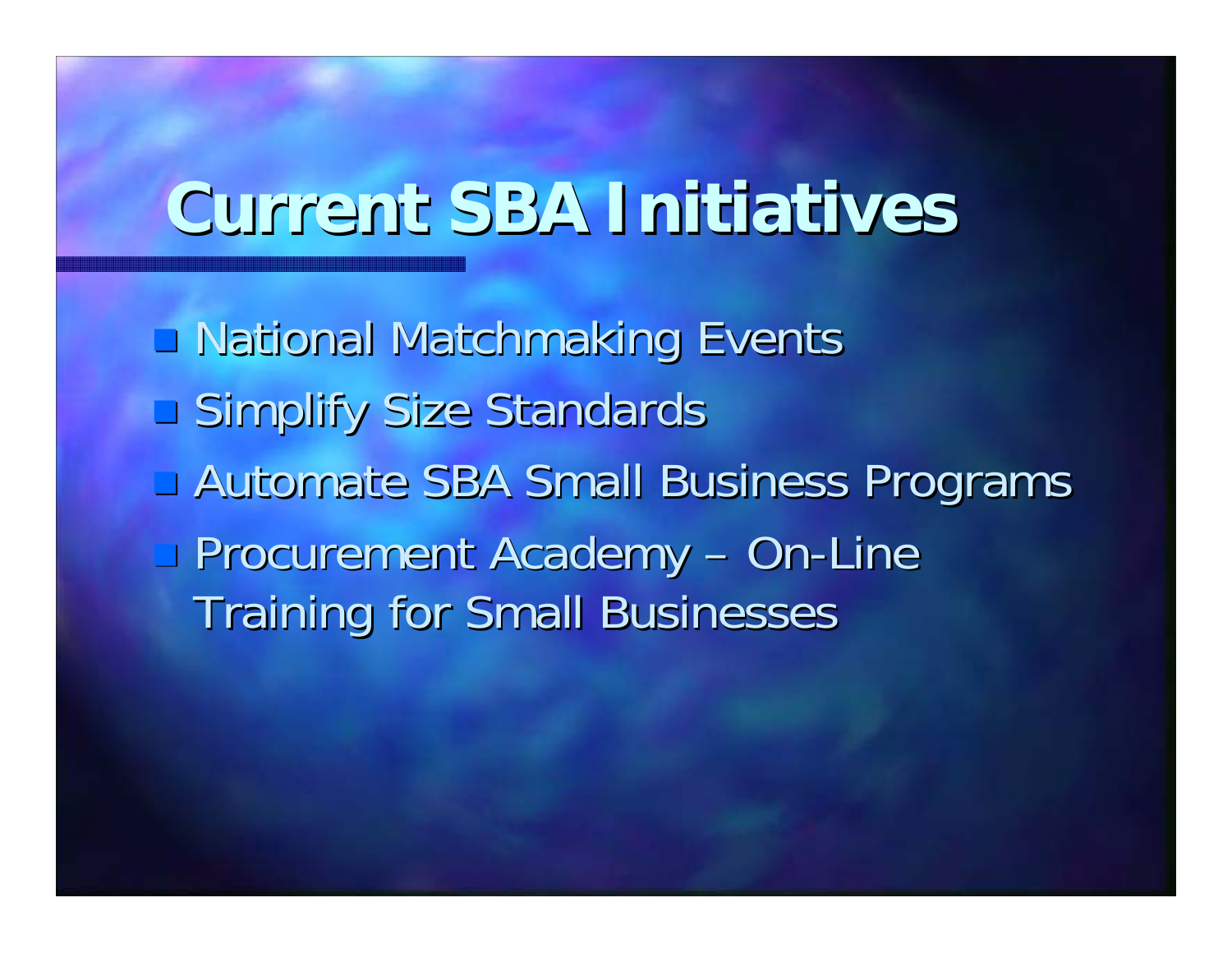# Current SBA Initiatives

- National Matchmaking Events
- Simplify Size Standards
- Automate SBA Small Business Programs
- Procurement Academy – On-Line Training for Small Businesses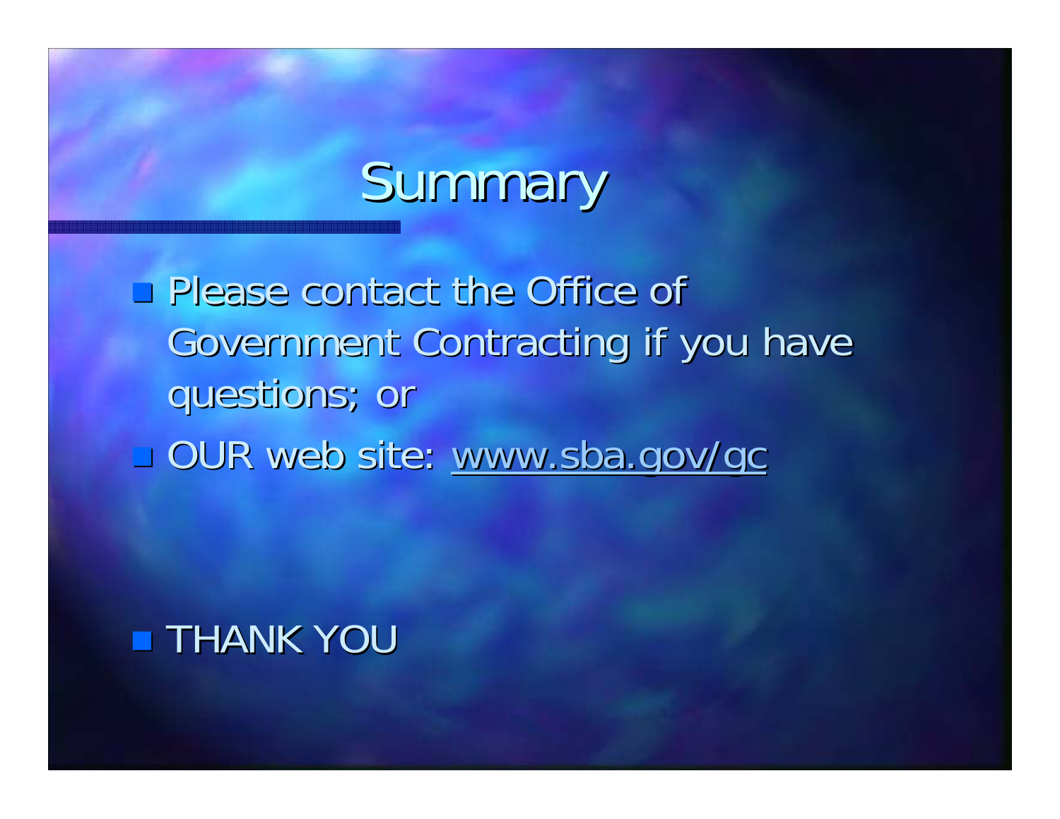# Summary

- Please contact the Office of Government Contracting if you have questions; or
- OUR web site: www.sba.gov/gc

- THANK YOU